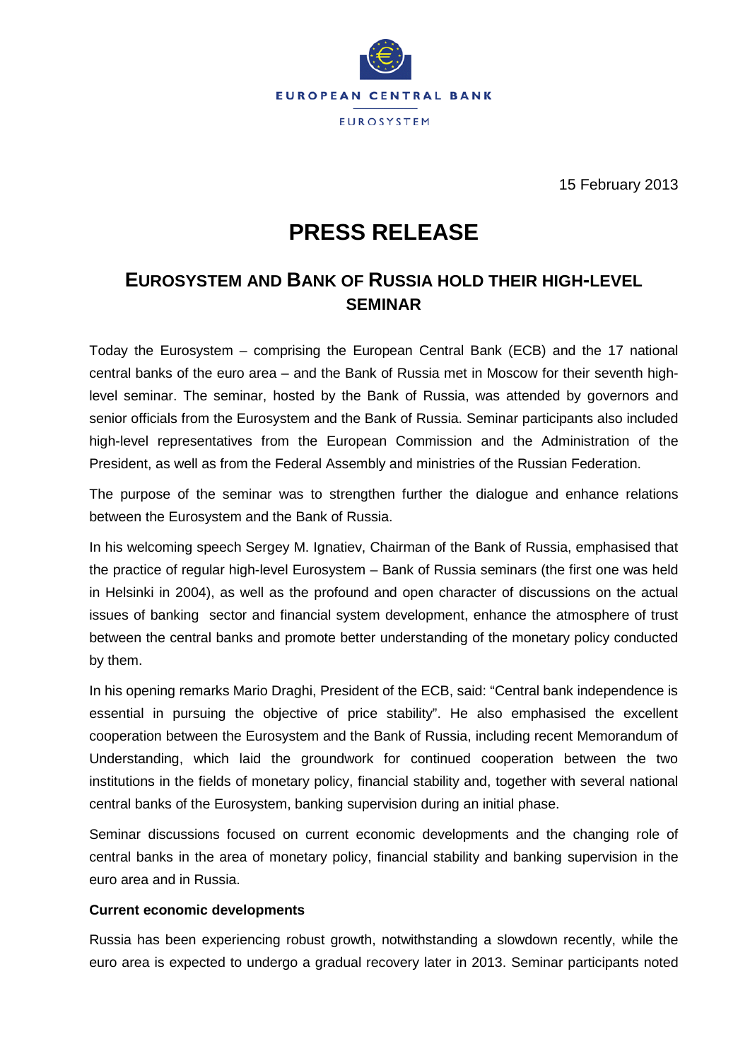EUROPEAN CENTRAL BANK

EUROSYSTEM

15 February 2013

# PRESS RELEASE

## EUROSYSTEM AND BANK OF RUSSIA HOLD THEIR HIGH-LEVEL SEMINAR

Today the Eurosystem – comprising the European Central Bank (ECB) and the 17 national central banks of the euro area – and the Bank of Russia met in Moscow for their seventh high-level seminar. The seminar, hosted by the Bank of Russia, was attended by governors and senior officials from the Eurosystem and the Bank of Russia. Seminar participants also included high-level representatives from the European Commission and the Administration of the President, as well as from the Federal Assembly and ministries of the Russian Federation.

The purpose of the seminar was to strengthen further the dialogue and enhance relations between the Eurosystem and the Bank of Russia.

In his welcoming speech Sergey M. Ignatiev, Chairman of the Bank of Russia, emphasised that the practice of regular high-level Eurosystem – Bank of Russia seminars (the first one was held in Helsinki in 2004), as well as the profound and open character of discussions on the actual issues of banking sector and financial system development, enhance the atmosphere of trust between the central banks and promote better understanding of the monetary policy conducted by them.

In his opening remarks Mario Draghi, President of the ECB, said: "Central bank independence is essential in pursuing the objective of price stability". He also emphasised the excellent cooperation between the Eurosystem and the Bank of Russia, including recent Memorandum of Understanding, which laid the groundwork for continued cooperation between the two institutions in the fields of monetary policy, financial stability and, together with several national central banks of the Eurosystem, banking supervision during an initial phase.

Seminar discussions focused on current economic developments and the changing role of central banks in the area of monetary policy, financial stability and banking supervision in the euro area and in Russia.

**Current economic developments**

Russia has been experiencing robust growth, notwithstanding a slowdown recently, while the euro area is expected to undergo a gradual recovery later in 2013. Seminar participants noted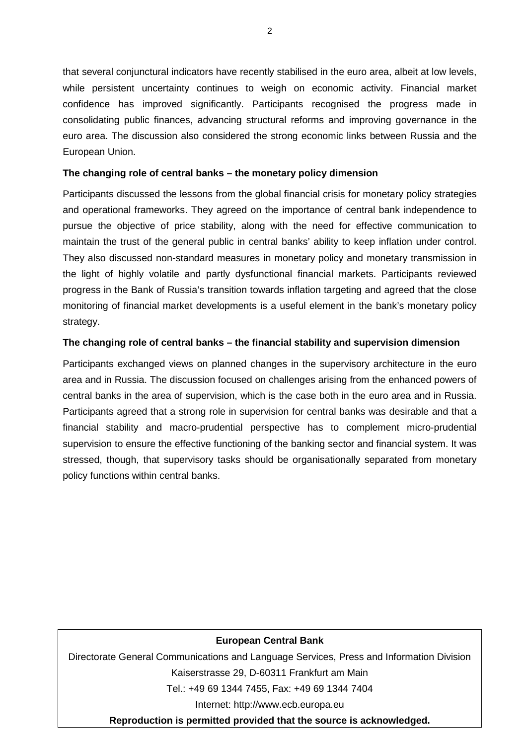that several conjunctural indicators have recently stabilised in the euro area, albeit at low levels, while persistent uncertainty continues to weigh on economic activity. Financial market confidence has improved significantly. Participants recognised the progress made in consolidating public finances, advancing structural reforms and improving governance in the euro area. The discussion also considered the strong economic links between Russia and the European Union.

**The changing role of central banks – the monetary policy dimension**

Participants discussed the lessons from the global financial crisis for monetary policy strategies and operational frameworks. They agreed on the importance of central bank independence to pursue the objective of price stability, along with the need for effective communication to maintain the trust of the general public in central banks' ability to keep inflation under control. They also discussed non-standard measures in monetary policy and monetary transmission in the light of highly volatile and partly dysfunctional financial markets. Participants reviewed progress in the Bank of Russia's transition towards inflation targeting and agreed that the close monitoring of financial market developments is a useful element in the bank's monetary policy strategy.

**The changing role of central banks – the financial stability and supervision dimension**

Participants exchanged views on planned changes in the supervisory architecture in the euro area and in Russia. The discussion focused on challenges arising from the enhanced powers of central banks in the area of supervision, which is the case both in the euro area and in Russia. Participants agreed that a strong role in supervision for central banks was desirable and that a financial stability and macro-prudential perspective has to complement micro-prudential supervision to ensure the effective functioning of the banking sector and financial system. It was stressed, though, that supervisory tasks should be organisationally separated from monetary policy functions within central banks.

**European Central Bank**

Directorate General Communications and Language Services, Press and Information Division

Kaiserstrasse 29, D-60311 Frankfurt am Main

Tel.: +49 69 1344 7455, Fax: +49 69 1344 7404

Internet: http://www.ecb.europa.eu

**Reproduction is permitted provided that the source is acknowledged.**